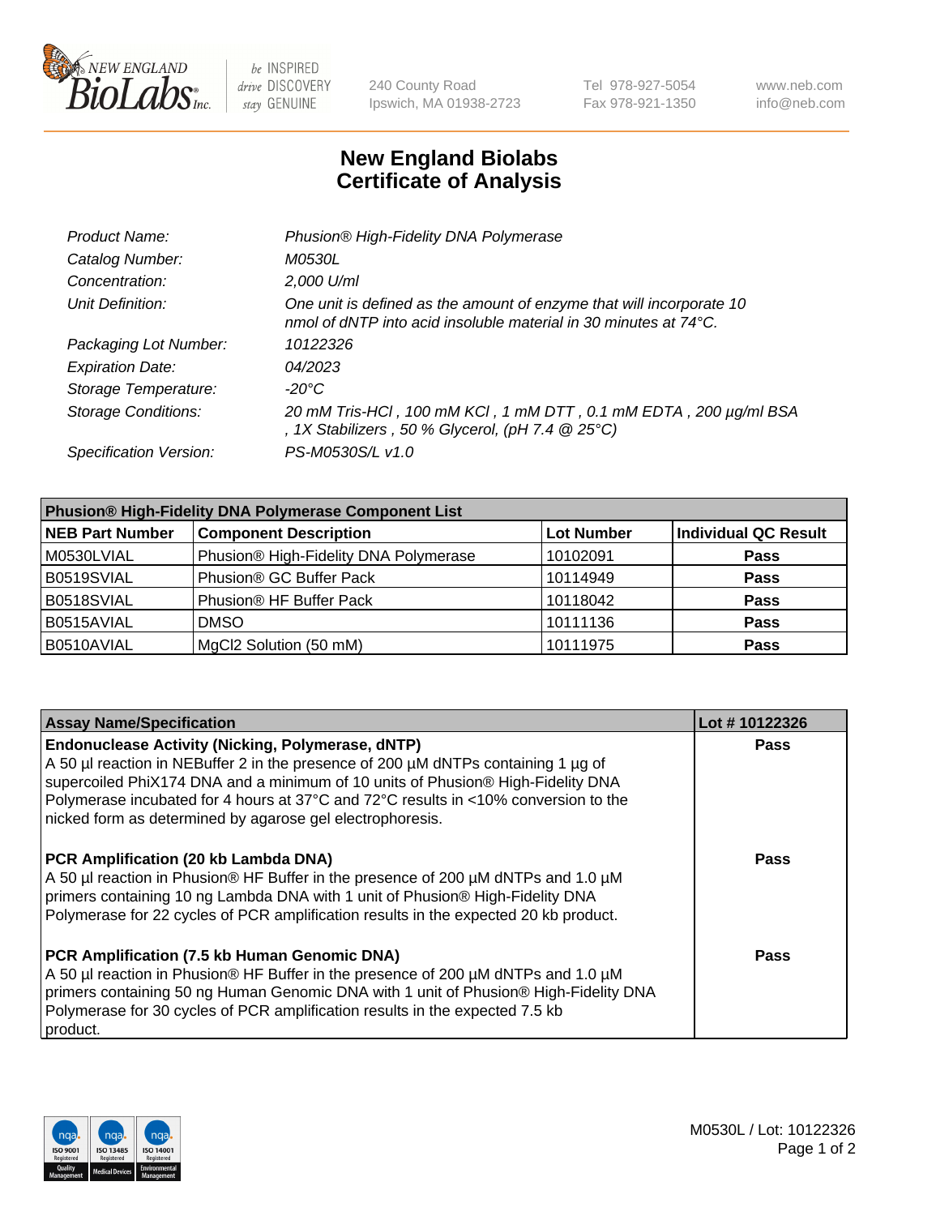New England BioLabs Inc. — be INSPIRED drive DISCOVERY stay GENUINE

240 County Road
Ipswich, MA 01938-2723

Tel 978-927-5054
Fax 978-921-1350

www.neb.com
info@neb.com

# New England Biolabs
# Certificate of Analysis

| | |
|---|---|
| *Product Name:* | *Phusion® High-Fidelity DNA Polymerase* |
| *Catalog Number:* | *M0530L* |
| *Concentration:* | *2,000 U/ml* |
| *Unit Definition:* | *One unit is defined as the amount of enzyme that will incorporate 10 nmol of dNTP into acid insoluble material in 30 minutes at 74°C.* |
| *Packaging Lot Number:* | *10122326* |
| *Expiration Date:* | *04/2023* |
| *Storage Temperature:* | *-20°C* |
| *Storage Conditions:* | *20 mM Tris-HCl , 100 mM KCl , 1 mM DTT , 0.1 mM EDTA , 200 µg/ml BSA , 1X Stabilizers , 50 % Glycerol, (pH 7.4 @ 25°C)* |
| *Specification Version:* | *PS-M0530S/L v1.0* |

**Phusion® High-Fidelity DNA Polymerase Component List**

| NEB Part Number | Component Description | Lot Number | Individual QC Result |
|---|---|---|---|
| M0530LVIAL | Phusion® High-Fidelity DNA Polymerase | 10102091 | **Pass** |
| B0519SVIAL | Phusion® GC Buffer Pack | 10114949 | **Pass** |
| B0518SVIAL | Phusion® HF Buffer Pack | 10118042 | **Pass** |
| B0515AVIAL | DMSO | 10111136 | **Pass** |
| B0510AVIAL | MgCl2 Solution (50 mM) | 10111975 | **Pass** |

| Assay Name/Specification | Lot # 10122326 |
|---|---|
| **Endonuclease Activity (Nicking, Polymerase, dNTP)**<br>A 50 µl reaction in NEBuffer 2 in the presence of 200 µM dNTPs containing 1 µg of supercoiled PhiX174 DNA and a minimum of 10 units of Phusion® High-Fidelity DNA Polymerase incubated for 4 hours at 37°C and 72°C results in <10% conversion to the nicked form as determined by agarose gel electrophoresis. | **Pass** |
| **PCR Amplification (20 kb Lambda DNA)**<br>A 50 µl reaction in Phusion® HF Buffer in the presence of 200 µM dNTPs and 1.0 µM primers containing 10 ng Lambda DNA with 1 unit of Phusion® High-Fidelity DNA Polymerase for 22 cycles of PCR amplification results in the expected 20 kb product. | **Pass** |
| **PCR Amplification (7.5 kb Human Genomic DNA)**<br>A 50 µl reaction in Phusion® HF Buffer in the presence of 200 µM dNTPs and 1.0 µM primers containing 50 ng Human Genomic DNA with 1 unit of Phusion® High-Fidelity DNA Polymerase for 30 cycles of PCR amplification results in the expected 7.5 kb product. | **Pass** |

ISO 9001 Registered Quality Management · ISO 13485 Registered Medical Devices · ISO 14001 Registered Environmental Management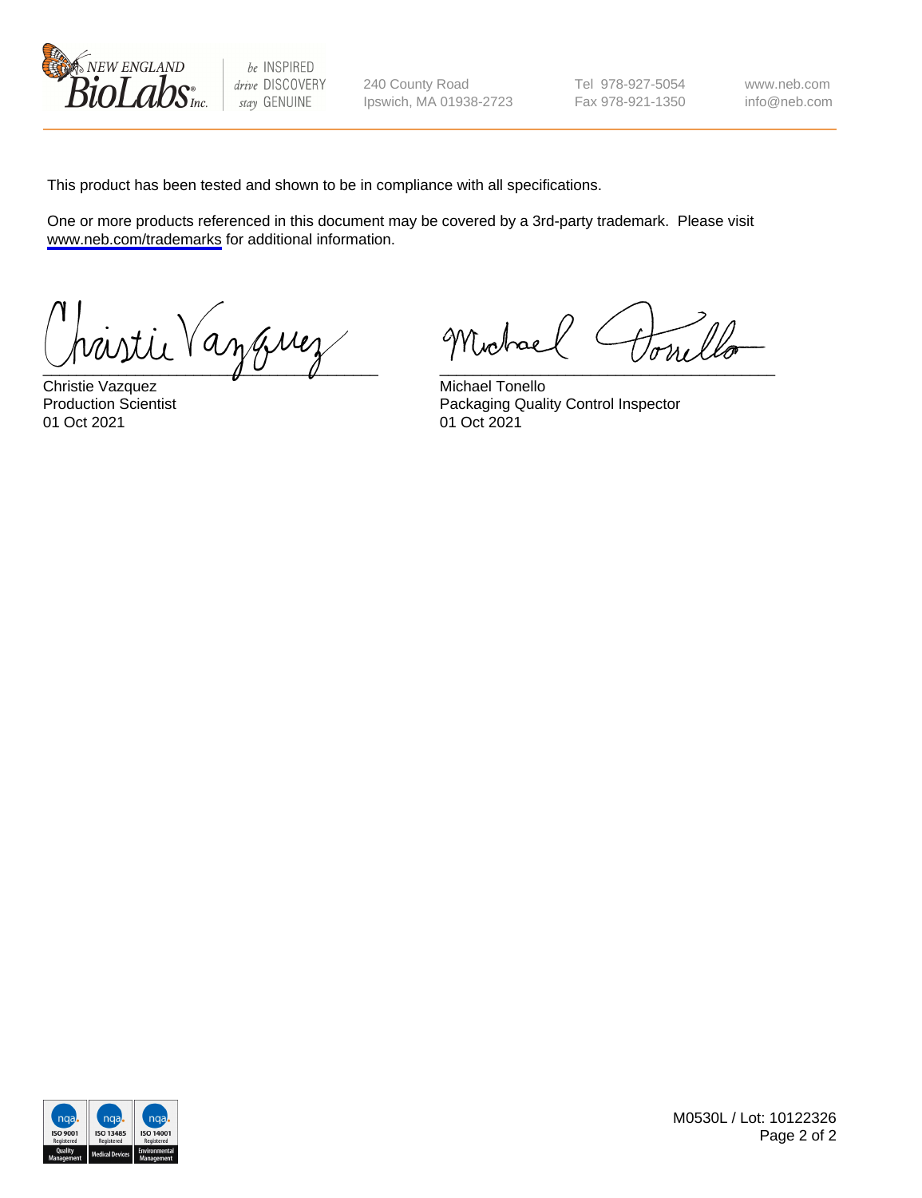This product has been tested and shown to be in compliance with all specifications.

One or more products referenced in this document may be covered by a 3rd-party trademark. Please visit www.neb.com/trademarks for additional information.

Christie Vazquez
Production Scientist
01 Oct 2021

Michael Tonello
Packaging Quality Control Inspector
01 Oct 2021

M0530L / Lot: 10122326